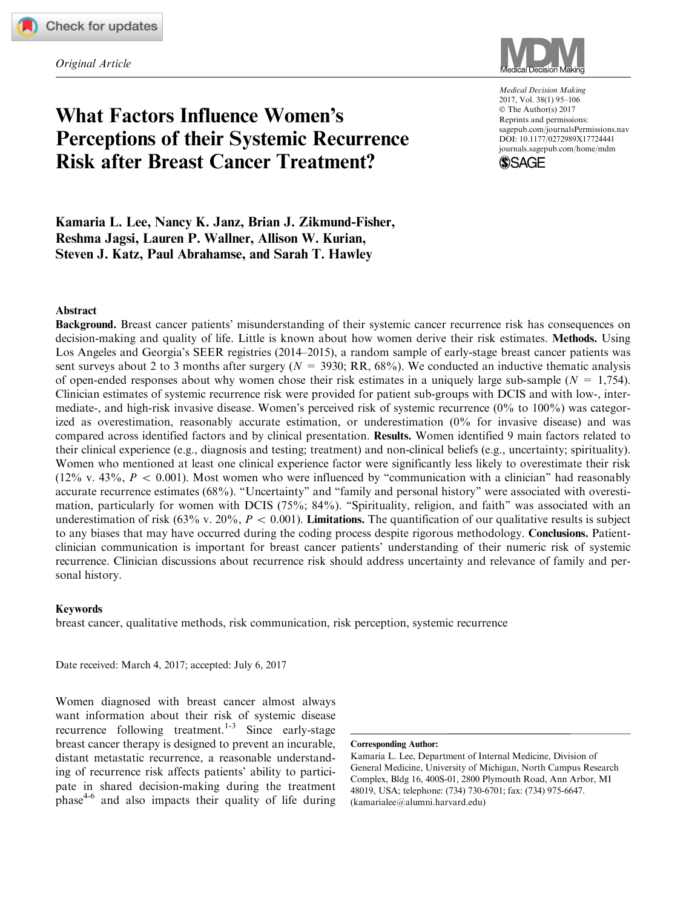*Original Article*

# What Factors Influence Women's Perceptions of their Systemic Recurrence Risk after Breast Cancer Treatment?

Medical Decision Making
2017, Vol. 38(1) 95–106
© The Author(s) 2017
Reprints and permissions:
sagepub.com/journalsPermissions.nav
DOI: 10.1177/0272989X17724441
journals.sagepub.com/home/mdm

**Kamaria L. Lee, Nancy K. Janz, Brian J. Zikmund-Fisher, Reshma Jagsi, Lauren P. Wallner, Allison W. Kurian, Steven J. Katz, Paul Abrahamse, and Sarah T. Hawley**

## Abstract

**Background.** Breast cancer patients' misunderstanding of their systemic cancer recurrence risk has consequences on decision-making and quality of life. Little is known about how women derive their risk estimates. **Methods.** Using Los Angeles and Georgia's SEER registries (2014–2015), a random sample of early-stage breast cancer patients was sent surveys about 2 to 3 months after surgery ($N = 3930$; RR, 68%). We conducted an inductive thematic analysis of open-ended responses about why women chose their risk estimates in a uniquely large sub-sample ($N = 1,754$). Clinician estimates of systemic recurrence risk were provided for patient sub-groups with DCIS and with low-, intermediate-, and high-risk invasive disease. Women's perceived risk of systemic recurrence (0% to 100%) was categorized as overestimation, reasonably accurate estimation, or underestimation (0% for invasive disease) and was compared across identified factors and by clinical presentation. **Results.** Women identified 9 main factors related to their clinical experience (e.g., diagnosis and testing; treatment) and non-clinical beliefs (e.g., uncertainty; spirituality). Women who mentioned at least one clinical experience factor were significantly less likely to overestimate their risk (12% v. 43%, $P < 0.001$). Most women who were influenced by "communication with a clinician" had reasonably accurate recurrence estimates (68%). "Uncertainty" and "family and personal history" were associated with overestimation, particularly for women with DCIS (75%; 84%). "Spirituality, religion, and faith" was associated with an underestimation of risk (63% v. 20%, $P < 0.001$). **Limitations.** The quantification of our qualitative results is subject to any biases that may have occurred during the coding process despite rigorous methodology. **Conclusions.** Patient-clinician communication is important for breast cancer patients' understanding of their numeric risk of systemic recurrence. Clinician discussions about recurrence risk should address uncertainty and relevance of family and personal history.

## Keywords

breast cancer, qualitative methods, risk communication, risk perception, systemic recurrence

Date received: March 4, 2017; accepted: July 6, 2017

Women diagnosed with breast cancer almost always want information about their risk of systemic disease recurrence following treatment.[1-3] Since early-stage breast cancer therapy is designed to prevent an incurable, distant metastatic recurrence, a reasonable understanding of recurrence risk affects patients' ability to participate in shared decision-making during the treatment phase[4-6] and also impacts their quality of life during

**Corresponding Author:**
Kamaria L. Lee, Department of Internal Medicine, Division of General Medicine, University of Michigan, North Campus Research Complex, Bldg 16, 400S-01, 2800 Plymouth Road, Ann Arbor, MI 48019, USA; telephone: (734) 730-6701; fax: (734) 975-6647. (kamarialee@alumni.harvard.edu)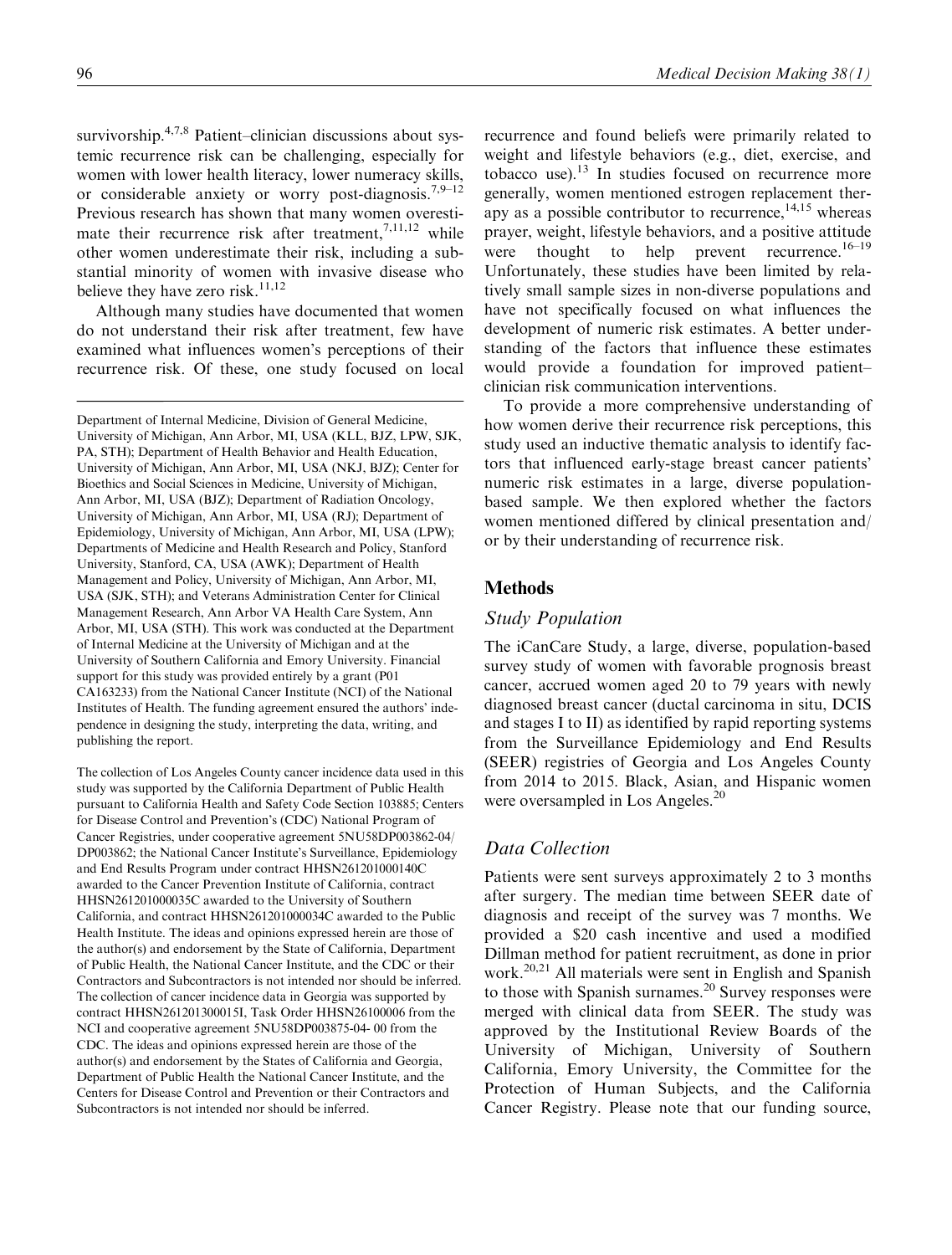survivorship.[4,7,8] Patient–clinician discussions about systemic recurrence risk can be challenging, especially for women with lower health literacy, lower numeracy skills, or considerable anxiety or worry post-diagnosis.[7,9–12] Previous research has shown that many women overestimate their recurrence risk after treatment,[7,11,12] while other women underestimate their risk, including a substantial minority of women with invasive disease who believe they have zero risk.[11,12]

Although many studies have documented that women do not understand their risk after treatment, few have examined what influences women's perceptions of their recurrence risk. Of these, one study focused on local recurrence and found beliefs were primarily related to weight and lifestyle behaviors (e.g., diet, exercise, and tobacco use).[13] In studies focused on recurrence more generally, women mentioned estrogen replacement therapy as a possible contributor to recurrence,[14,15] whereas prayer, weight, lifestyle behaviors, and a positive attitude were thought to help prevent recurrence.[16–19] Unfortunately, these studies have been limited by relatively small sample sizes in non-diverse populations and have not specifically focused on what influences the development of numeric risk estimates. A better understanding of the factors that influence these estimates would provide a foundation for improved patient–clinician risk communication interventions.

To provide a more comprehensive understanding of how women derive their recurrence risk perceptions, this study used an inductive thematic analysis to identify factors that influenced early-stage breast cancer patients' numeric risk estimates in a large, diverse population-based sample. We then explored whether the factors women mentioned differed by clinical presentation and/or by their understanding of recurrence risk.

## Methods

### Study Population

The iCanCare Study, a large, diverse, population-based survey study of women with favorable prognosis breast cancer, accrued women aged 20 to 79 years with newly diagnosed breast cancer (ductal carcinoma in situ, DCIS and stages I to II) as identified by rapid reporting systems from the Surveillance Epidemiology and End Results (SEER) registries of Georgia and Los Angeles County from 2014 to 2015. Black, Asian, and Hispanic women were oversampled in Los Angeles.[20]

### Data Collection

Patients were sent surveys approximately 2 to 3 months after surgery. The median time between SEER date of diagnosis and receipt of the survey was 7 months. We provided a $20 cash incentive and used a modified Dillman method for patient recruitment, as done in prior work.[20,21] All materials were sent in English and Spanish to those with Spanish surnames.[20] Survey responses were merged with clinical data from SEER. The study was approved by the Institutional Review Boards of the University of Michigan, University of Southern California, Emory University, the Committee for the Protection of Human Subjects, and the California Cancer Registry. Please note that our funding source,

---

Department of Internal Medicine, Division of General Medicine, University of Michigan, Ann Arbor, MI, USA (KLL, BJZ, LPW, SJK, PA, STH); Department of Health Behavior and Health Education, University of Michigan, Ann Arbor, MI, USA (NKJ, BJZ); Center for Bioethics and Social Sciences in Medicine, University of Michigan, Ann Arbor, MI, USA (BJZ); Department of Radiation Oncology, University of Michigan, Ann Arbor, MI, USA (RJ); Department of Epidemiology, University of Michigan, Ann Arbor, MI, USA (LPW); Departments of Medicine and Health Research and Policy, Stanford University, Stanford, CA, USA (AWK); Department of Health Management and Policy, University of Michigan, Ann Arbor, MI, USA (SJK, STH); and Veterans Administration Center for Clinical Management Research, Ann Arbor VA Health Care System, Ann Arbor, MI, USA (STH). This work was conducted at the Department of Internal Medicine at the University of Michigan and at the University of Southern California and Emory University. Financial support for this study was provided entirely by a grant (P01 CA163233) from the National Cancer Institute (NCI) of the National Institutes of Health. The funding agreement ensured the authors' independence in designing the study, interpreting the data, writing, and publishing the report.

The collection of Los Angeles County cancer incidence data used in this study was supported by the California Department of Public Health pursuant to California Health and Safety Code Section 103885; Centers for Disease Control and Prevention's (CDC) National Program of Cancer Registries, under cooperative agreement 5NU58DP003862-04/DP003862; the National Cancer Institute's Surveillance, Epidemiology and End Results Program under contract HHSN261201000140C awarded to the Cancer Prevention Institute of California, contract HHSN261201000035C awarded to the University of Southern California, and contract HHSN261201000034C awarded to the Public Health Institute. The ideas and opinions expressed herein are those of the author(s) and endorsement by the State of California, Department of Public Health, the National Cancer Institute, and the CDC or their Contractors and Subcontractors is not intended nor should be inferred. The collection of cancer incidence data in Georgia was supported by contract HHSN261201300015I, Task Order HHSN26100006 from the NCI and cooperative agreement 5NU58DP003875-04- 00 from the CDC. The ideas and opinions expressed herein are those of the author(s) and endorsement by the States of California and Georgia, Department of Public Health the National Cancer Institute, and the Centers for Disease Control and Prevention or their Contractors and Subcontractors is not intended nor should be inferred.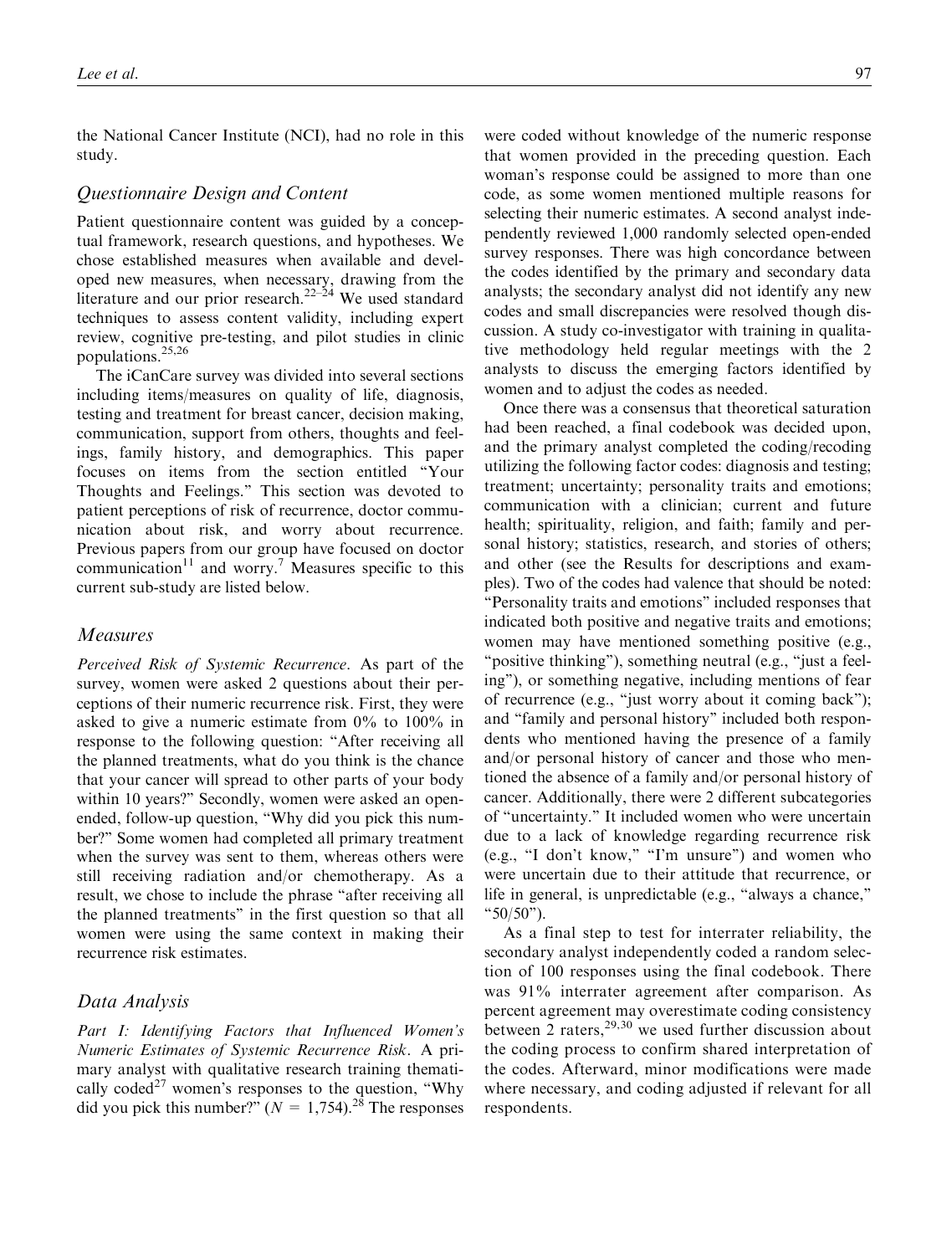the National Cancer Institute (NCI), had no role in this study.

### Questionnaire Design and Content

Patient questionnaire content was guided by a conceptual framework, research questions, and hypotheses. We chose established measures when available and developed new measures, when necessary, drawing from the literature and our prior research.[22–24] We used standard techniques to assess content validity, including expert review, cognitive pre-testing, and pilot studies in clinic populations.[25,26]

The iCanCare survey was divided into several sections including items/measures on quality of life, diagnosis, testing and treatment for breast cancer, decision making, communication, support from others, thoughts and feelings, family history, and demographics. This paper focuses on items from the section entitled "Your Thoughts and Feelings." This section was devoted to patient perceptions of risk of recurrence, doctor communication about risk, and worry about recurrence. Previous papers from our group have focused on doctor communication[11] and worry.[7] Measures specific to this current sub-study are listed below.

### Measures

*Perceived Risk of Systemic Recurrence*. As part of the survey, women were asked 2 questions about their perceptions of their numeric recurrence risk. First, they were asked to give a numeric estimate from 0% to 100% in response to the following question: "After receiving all the planned treatments, what do you think is the chance that your cancer will spread to other parts of your body within 10 years?" Secondly, women were asked an open-ended, follow-up question, "Why did you pick this number?" Some women had completed all primary treatment when the survey was sent to them, whereas others were still receiving radiation and/or chemotherapy. As a result, we chose to include the phrase "after receiving all the planned treatments" in the first question so that all women were using the same context in making their recurrence risk estimates.

### Data Analysis

*Part I: Identifying Factors that Influenced Women's Numeric Estimates of Systemic Recurrence Risk*. A primary analyst with qualitative research training thematically coded[27] women's responses to the question, "Why did you pick this number?" ($N = 1{,}754$).[28] The responses were coded without knowledge of the numeric response that women provided in the preceding question. Each woman's response could be assigned to more than one code, as some women mentioned multiple reasons for selecting their numeric estimates. A second analyst independently reviewed 1,000 randomly selected open-ended survey responses. There was high concordance between the codes identified by the primary and secondary data analysts; the secondary analyst did not identify any new codes and small discrepancies were resolved though discussion. A study co-investigator with training in qualitative methodology held regular meetings with the 2 analysts to discuss the emerging factors identified by women and to adjust the codes as needed.

Once there was a consensus that theoretical saturation had been reached, a final codebook was decided upon, and the primary analyst completed the coding/recoding utilizing the following factor codes: diagnosis and testing; treatment; uncertainty; personality traits and emotions; communication with a clinician; current and future health; spirituality, religion, and faith; family and personal history; statistics, research, and stories of others; and other (see the Results for descriptions and examples). Two of the codes had valence that should be noted: "Personality traits and emotions" included responses that indicated both positive and negative traits and emotions; women may have mentioned something positive (e.g., "positive thinking"), something neutral (e.g., "just a feeling"), or something negative, including mentions of fear of recurrence (e.g., "just worry about it coming back"); and "family and personal history" included both respondents who mentioned having the presence of a family and/or personal history of cancer and those who mentioned the absence of a family and/or personal history of cancer. Additionally, there were 2 different subcategories of "uncertainty." It included women who were uncertain due to a lack of knowledge regarding recurrence risk (e.g., "I don't know," "I'm unsure") and women who were uncertain due to their attitude that recurrence, or life in general, is unpredictable (e.g., "always a chance," "50/50").

As a final step to test for interrater reliability, the secondary analyst independently coded a random selection of 100 responses using the final codebook. There was 91% interrater agreement after comparison. As percent agreement may overestimate coding consistency between 2 raters,[29,30] we used further discussion about the coding process to confirm shared interpretation of the codes. Afterward, minor modifications were made where necessary, and coding adjusted if relevant for all respondents.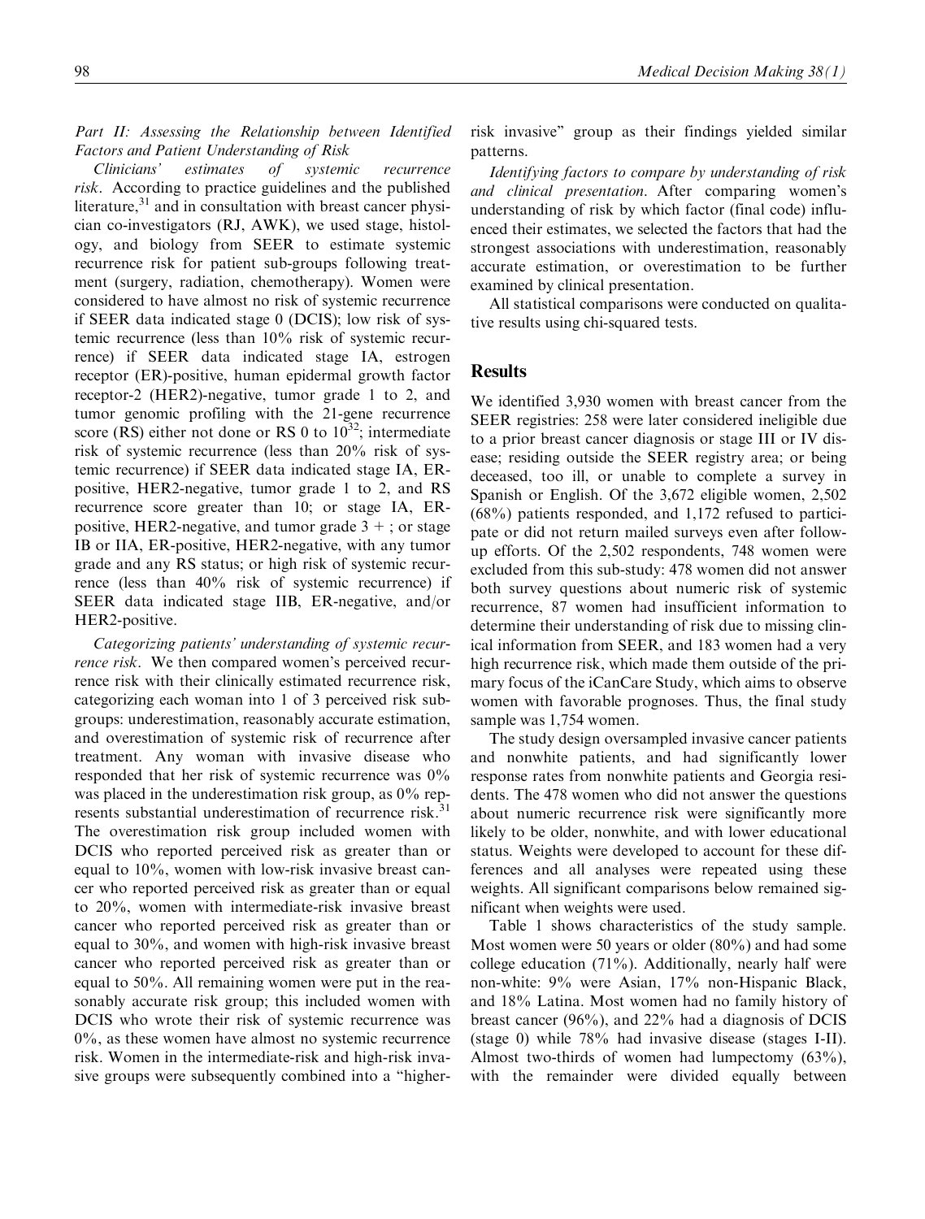*Part II: Assessing the Relationship between Identified Factors and Patient Understanding of Risk*

*Clinicians' estimates of systemic recurrence risk*. According to practice guidelines and the published literature,[31] and in consultation with breast cancer physician co-investigators (RJ, AWK), we used stage, histology, and biology from SEER to estimate systemic recurrence risk for patient sub-groups following treatment (surgery, radiation, chemotherapy). Women were considered to have almost no risk of systemic recurrence if SEER data indicated stage 0 (DCIS); low risk of systemic recurrence (less than 10% risk of systemic recurrence) if SEER data indicated stage IA, estrogen receptor (ER)-positive, human epidermal growth factor receptor-2 (HER2)-negative, tumor grade 1 to 2, and tumor genomic profiling with the 21-gene recurrence score (RS) either not done or RS 0 to 10[32]; intermediate risk of systemic recurrence (less than 20% risk of systemic recurrence) if SEER data indicated stage IA, ER-positive, HER2-negative, tumor grade 1 to 2, and RS recurrence score greater than 10; or stage IA, ER-positive, HER2-negative, and tumor grade 3 +; or stage IB or IIA, ER-positive, HER2-negative, with any tumor grade and any RS status; or high risk of systemic recurrence (less than 40% risk of systemic recurrence) if SEER data indicated stage IIB, ER-negative, and/or HER2-positive.

*Categorizing patients' understanding of systemic recurrence risk*. We then compared women's perceived recurrence risk with their clinically estimated recurrence risk, categorizing each woman into 1 of 3 perceived risk subgroups: underestimation, reasonably accurate estimation, and overestimation of systemic risk of recurrence after treatment. Any woman with invasive disease who responded that her risk of systemic recurrence was 0% was placed in the underestimation risk group, as 0% represents substantial underestimation of recurrence risk.[31] The overestimation risk group included women with DCIS who reported perceived risk as greater than or equal to 10%, women with low-risk invasive breast cancer who reported perceived risk as greater than or equal to 20%, women with intermediate-risk invasive breast cancer who reported perceived risk as greater than or equal to 30%, and women with high-risk invasive breast cancer who reported perceived risk as greater than or equal to 50%. All remaining women were put in the reasonably accurate risk group; this included women with DCIS who wrote their risk of systemic recurrence was 0%, as these women have almost no systemic recurrence risk. Women in the intermediate-risk and high-risk invasive groups were subsequently combined into a "higher-risk invasive" group as their findings yielded similar patterns.

*Identifying factors to compare by understanding of risk and clinical presentation*. After comparing women's understanding of risk by which factor (final code) influenced their estimates, we selected the factors that had the strongest associations with underestimation, reasonably accurate estimation, or overestimation to be further examined by clinical presentation.

All statistical comparisons were conducted on qualitative results using chi-squared tests.

## Results

We identified 3,930 women with breast cancer from the SEER registries: 258 were later considered ineligible due to a prior breast cancer diagnosis or stage III or IV disease; residing outside the SEER registry area; or being deceased, too ill, or unable to complete a survey in Spanish or English. Of the 3,672 eligible women, 2,502 (68%) patients responded, and 1,172 refused to participate or did not return mailed surveys even after follow-up efforts. Of the 2,502 respondents, 748 women were excluded from this sub-study: 478 women did not answer both survey questions about numeric risk of systemic recurrence, 87 women had insufficient information to determine their understanding of risk due to missing clinical information from SEER, and 183 women had a very high recurrence risk, which made them outside of the primary focus of the iCanCare Study, which aims to observe women with favorable prognoses. Thus, the final study sample was 1,754 women.

The study design oversampled invasive cancer patients and nonwhite patients, and had significantly lower response rates from nonwhite patients and Georgia residents. The 478 women who did not answer the questions about numeric recurrence risk were significantly more likely to be older, nonwhite, and with lower educational status. Weights were developed to account for these differences and all analyses were repeated using these weights. All significant comparisons below remained significant when weights were used.

Table 1 shows characteristics of the study sample. Most women were 50 years or older (80%) and had some college education (71%). Additionally, nearly half were non-white: 9% were Asian, 17% non-Hispanic Black, and 18% Latina. Most women had no family history of breast cancer (96%), and 22% had a diagnosis of DCIS (stage 0) while 78% had invasive disease (stages I-II). Almost two-thirds of women had lumpectomy (63%), with the remainder were divided equally between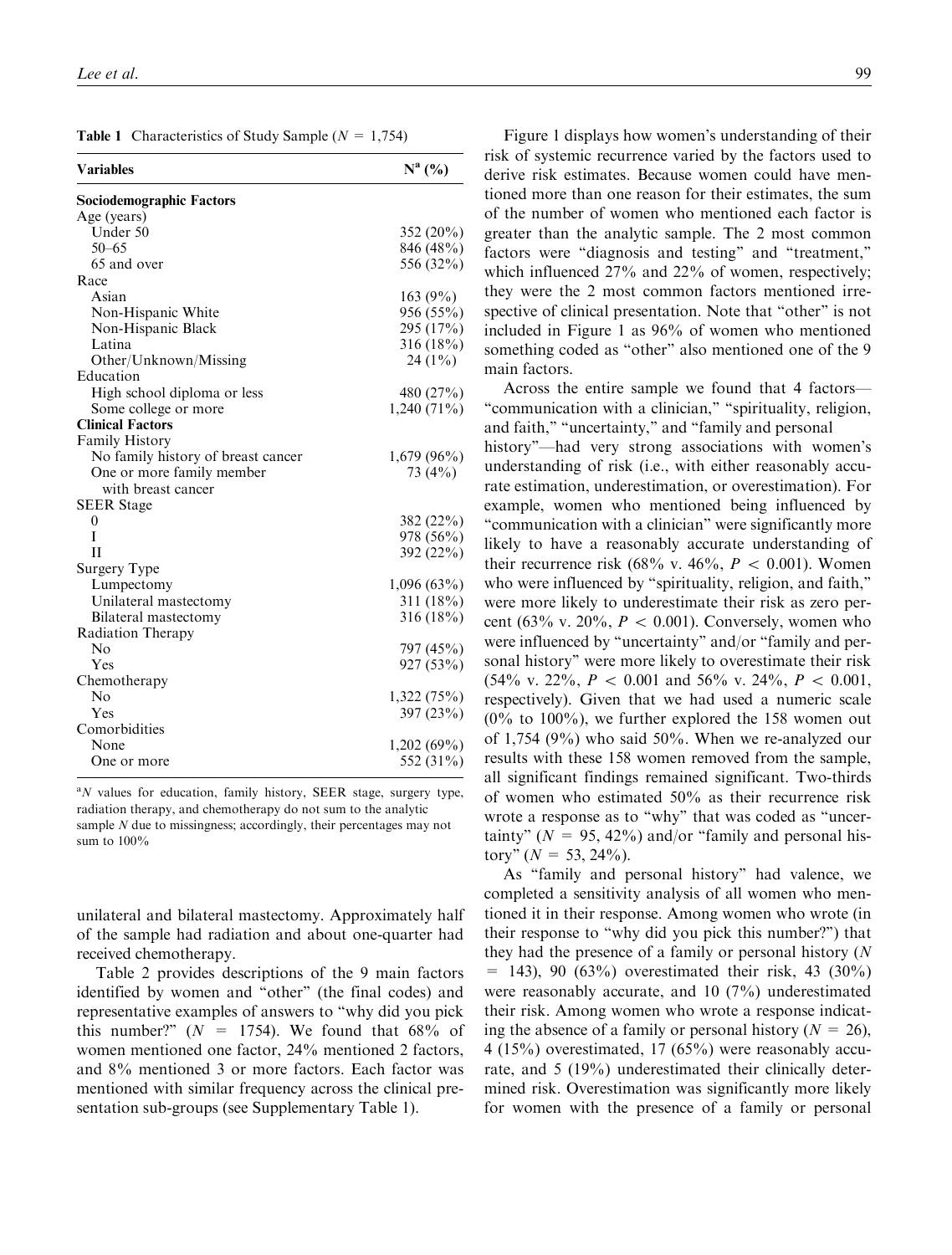**Table 1** Characteristics of Study Sample ($N$ = 1,754)

| Variables | N[a] (%) |
|---|---|
| **Sociodemographic Factors** | |
| Age (years) | |
| Under 50 | 352 (20%) |
| 50–65 | 846 (48%) |
| 65 and over | 556 (32%) |
| Race | |
| Asian | 163 (9%) |
| Non-Hispanic White | 956 (55%) |
| Non-Hispanic Black | 295 (17%) |
| Latina | 316 (18%) |
| Other/Unknown/Missing | 24 (1%) |
| Education | |
| High school diploma or less | 480 (27%) |
| Some college or more | 1,240 (71%) |
| **Clinical Factors** | |
| Family History | |
| No family history of breast cancer | 1,679 (96%) |
| One or more family member with breast cancer | 73 (4%) |
| SEER Stage | |
| 0 | 382 (22%) |
| I | 978 (56%) |
| II | 392 (22%) |
| Surgery Type | |
| Lumpectomy | 1,096 (63%) |
| Unilateral mastectomy | 311 (18%) |
| Bilateral mastectomy | 316 (18%) |
| Radiation Therapy | |
| No | 797 (45%) |
| Yes | 927 (53%) |
| Chemotherapy | |
| No | 1,322 (75%) |
| Yes | 397 (23%) |
| Comorbidities | |
| None | 1,202 (69%) |
| One or more | 552 (31%) |

[a]$N$ values for education, family history, SEER stage, surgery type, radiation therapy, and chemotherapy do not sum to the analytic sample $N$ due to missingness; accordingly, their percentages may not sum to 100%

unilateral and bilateral mastectomy. Approximately half of the sample had radiation and about one-quarter had received chemotherapy.

Table 2 provides descriptions of the 9 main factors identified by women and "other" (the final codes) and representative examples of answers to "why did you pick this number?" ($N$ = 1754). We found that 68% of women mentioned one factor, 24% mentioned 2 factors, and 8% mentioned 3 or more factors. Each factor was mentioned with similar frequency across the clinical presentation sub-groups (see Supplementary Table 1).

Figure 1 displays how women's understanding of their risk of systemic recurrence varied by the factors used to derive risk estimates. Because women could have mentioned more than one reason for their estimates, the sum of the number of women who mentioned each factor is greater than the analytic sample. The 2 most common factors were "diagnosis and testing" and "treatment," which influenced 27% and 22% of women, respectively; they were the 2 most common factors mentioned irrespective of clinical presentation. Note that "other" is not included in Figure 1 as 96% of women who mentioned something coded as "other" also mentioned one of the 9 main factors.

Across the entire sample we found that 4 factors—"communication with a clinician," "spirituality, religion, and faith," "uncertainty," and "family and personal history"—had very strong associations with women's understanding of risk (i.e., with either reasonably accurate estimation, underestimation, or overestimation). For example, women who mentioned being influenced by "communication with a clinician" were significantly more likely to have a reasonably accurate understanding of their recurrence risk (68% v. 46%, $P < 0.001$). Women who were influenced by "spirituality, religion, and faith," were more likely to underestimate their risk as zero percent (63% v. 20%, $P < 0.001$). Conversely, women who were influenced by "uncertainty" and/or "family and personal history" were more likely to overestimate their risk (54% v. 22%, $P < 0.001$ and 56% v. 24%, $P < 0.001$, respectively). Given that we had used a numeric scale (0% to 100%), we further explored the 158 women out of 1,754 (9%) who said 50%. When we re-analyzed our results with these 158 women removed from the sample, all significant findings remained significant. Two-thirds of women who estimated 50% as their recurrence risk wrote a response as to "why" that was coded as "uncertainty" ($N$ = 95, 42%) and/or "family and personal history" ($N$ = 53, 24%).

As "family and personal history" had valence, we completed a sensitivity analysis of all women who mentioned it in their response. Among women who wrote (in their response to "why did you pick this number?") that they had the presence of a family or personal history ($N$ = 143), 90 (63%) overestimated their risk, 43 (30%) were reasonably accurate, and 10 (7%) underestimated their risk. Among women who wrote a response indicating the absence of a family or personal history ($N$ = 26), 4 (15%) overestimated, 17 (65%) were reasonably accurate, and 5 (19%) underestimated their clinically determined risk. Overestimation was significantly more likely for women with the presence of a family or personal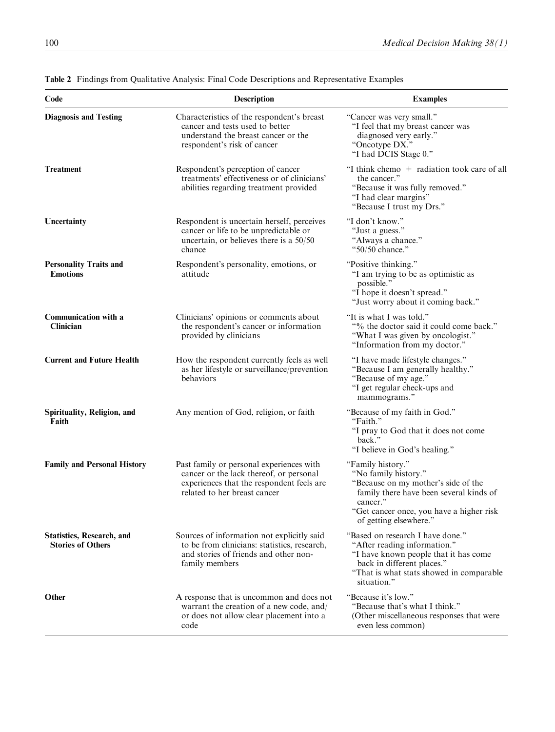**Table 2** Findings from Qualitative Analysis: Final Code Descriptions and Representative Examples

| Code | Description | Examples |
|---|---|---|
| **Diagnosis and Testing** | Characteristics of the respondent's breast cancer and tests used to better understand the breast cancer or the respondent's risk of cancer | "Cancer was very small."<br>"I feel that my breast cancer was diagnosed very early."<br>"Oncotype DX."<br>"I had DCIS Stage 0." |
| **Treatment** | Respondent's perception of cancer treatments' effectiveness or of clinicians' abilities regarding treatment provided | "I think chemo + radiation took care of all the cancer."<br>"Because it was fully removed."<br>"I had clear margins"<br>"Because I trust my Drs." |
| **Uncertainty** | Respondent is uncertain herself, perceives cancer or life to be unpredictable or uncertain, or believes there is a 50/50 chance | "I don't know."<br>"Just a guess."<br>"Always a chance."<br>"50/50 chance." |
| **Personality Traits and Emotions** | Respondent's personality, emotions, or attitude | "Positive thinking."<br>"I am trying to be as optimistic as possible."<br>"I hope it doesn't spread."<br>"Just worry about it coming back." |
| **Communication with a Clinician** | Clinicians' opinions or comments about the respondent's cancer or information provided by clinicians | "It is what I was told."<br>"% the doctor said it could come back."<br>"What I was given by oncologist."<br>"Information from my doctor." |
| **Current and Future Health** | How the respondent currently feels as well as her lifestyle or surveillance/prevention behaviors | "I have made lifestyle changes."<br>"Because I am generally healthy."<br>"Because of my age."<br>"I get regular check-ups and mammograms." |
| **Spirituality, Religion, and Faith** | Any mention of God, religion, or faith | "Because of my faith in God."<br>"Faith."<br>"I pray to God that it does not come back."<br>"I believe in God's healing." |
| **Family and Personal History** | Past family or personal experiences with cancer or the lack thereof, or personal experiences that the respondent feels are related to her breast cancer | "Family history."<br>"No family history."<br>"Because on my mother's side of the family there have been several kinds of cancer."<br>"Get cancer once, you have a higher risk of getting elsewhere." |
| **Statistics, Research, and Stories of Others** | Sources of information not explicitly said to be from clinicians: statistics, research, and stories of friends and other non-family members | "Based on research I have done."<br>"After reading information."<br>"I have known people that it has come back in different places."<br>"That is what stats showed in comparable situation." |
| **Other** | A response that is uncommon and does not warrant the creation of a new code, and/or does not allow clear placement into a code | "Because it's low."<br>"Because that's what I think."<br>(Other miscellaneous responses that were even less common) |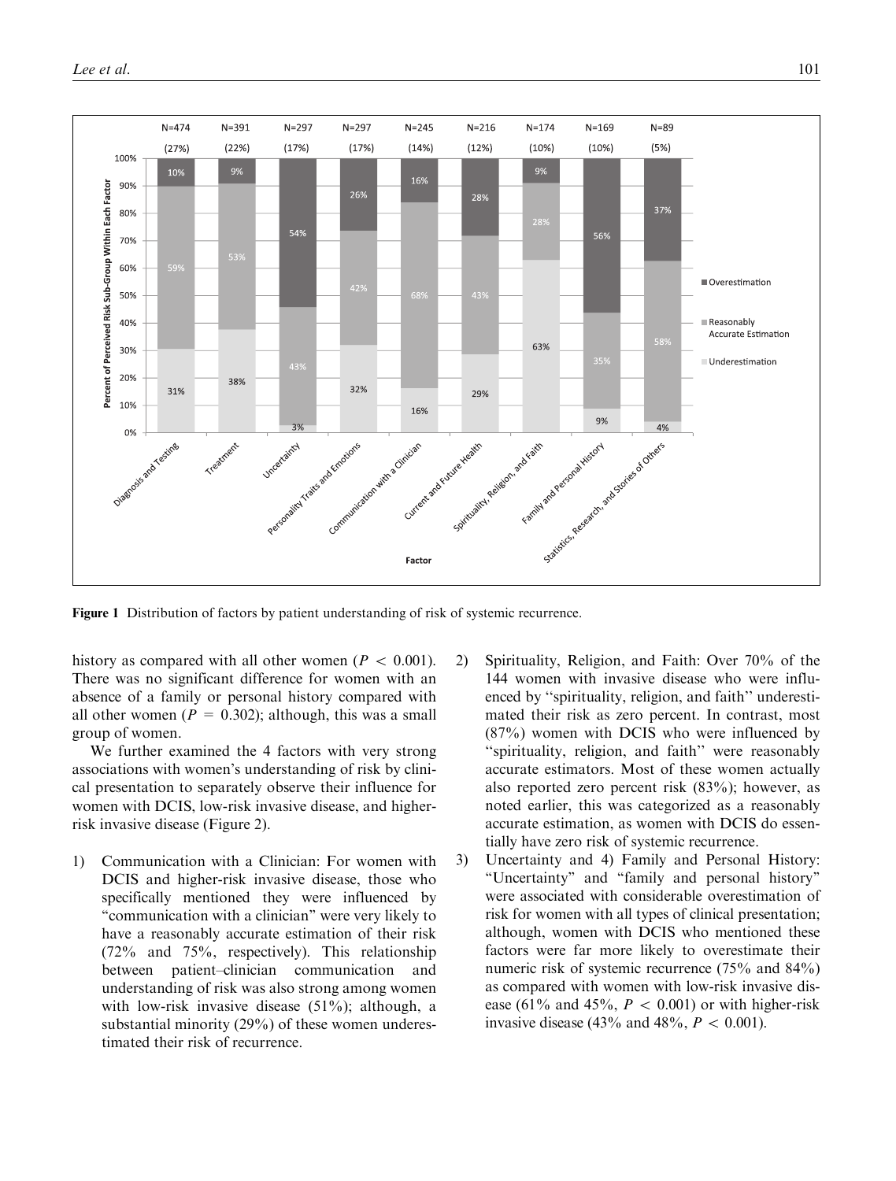**Figure 1** Distribution of factors by patient understanding of risk of systemic recurrence.

history as compared with all other women ($P < 0.001$). There was no significant difference for women with an absence of a family or personal history compared with all other women ($P = 0.302$); although, this was a small group of women.

We further examined the 4 factors with very strong associations with women's understanding of risk by clinical presentation to separately observe their influence for women with DCIS, low-risk invasive disease, and higher-risk invasive disease (Figure 2).

1) Communication with a Clinician: For women with DCIS and higher-risk invasive disease, those who specifically mentioned they were influenced by "communication with a clinician" were very likely to have a reasonably accurate estimation of their risk (72% and 75%, respectively). This relationship between patient–clinician communication and understanding of risk was also strong among women with low-risk invasive disease (51%); although, a substantial minority (29%) of these women underestimated their risk of recurrence.

2) Spirituality, Religion, and Faith: Over 70% of the 144 women with invasive disease who were influenced by "spirituality, religion, and faith" underestimated their risk as zero percent. In contrast, most (87%) women with DCIS who were influenced by "spirituality, religion, and faith" were reasonably accurate estimators. Most of these women actually also reported zero percent risk (83%); however, as noted earlier, this was categorized as a reasonably accurate estimation, as women with DCIS do essentially have zero risk of systemic recurrence.

3) Uncertainty and 4) Family and Personal History: "Uncertainty" and "family and personal history" were associated with considerable overestimation of risk for women with all types of clinical presentation; although, women with DCIS who mentioned these factors were far more likely to overestimate their numeric risk of systemic recurrence (75% and 84%) as compared with women with low-risk invasive disease (61% and 45%, $P < 0.001$) or with higher-risk invasive disease (43% and 48%, $P < 0.001$).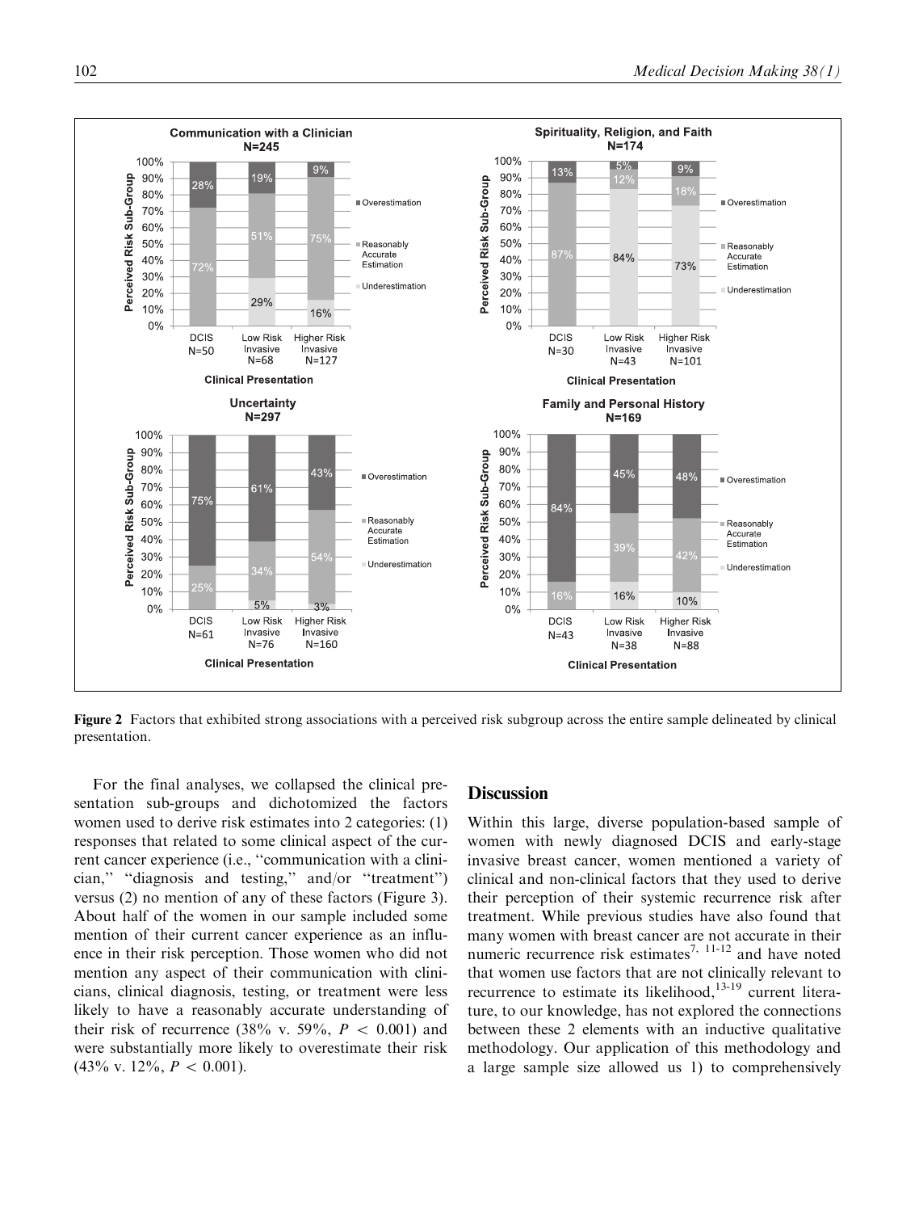**Figure 2** Factors that exhibited strong associations with a perceived risk subgroup across the entire sample delineated by clinical presentation.

For the final analyses, we collapsed the clinical presentation sub-groups and dichotomized the factors women used to derive risk estimates into 2 categories: (1) responses that related to some clinical aspect of the current cancer experience (i.e., ''communication with a clinician,'' ''diagnosis and testing,'' and/or ''treatment'') versus (2) no mention of any of these factors (Figure 3). About half of the women in our sample included some mention of their current cancer experience as an influence in their risk perception. Those women who did not mention any aspect of their communication with clinicians, clinical diagnosis, testing, or treatment were less likely to have a reasonably accurate understanding of their risk of recurrence (38% v. 59%, $P < 0.001$) and were substantially more likely to overestimate their risk (43% v. 12%, $P < 0.001$).

## Discussion

Within this large, diverse population-based sample of women with newly diagnosed DCIS and early-stage invasive breast cancer, women mentioned a variety of clinical and non-clinical factors that they used to derive their perception of their systemic recurrence risk after treatment. While previous studies have also found that many women with breast cancer are not accurate in their numeric recurrence risk estimates[7, 11-12] and have noted that women use factors that are not clinically relevant to recurrence to estimate its likelihood,[13-19] current literature, to our knowledge, has not explored the connections between these 2 elements with an inductive qualitative methodology. Our application of this methodology and a large sample size allowed us 1) to comprehensively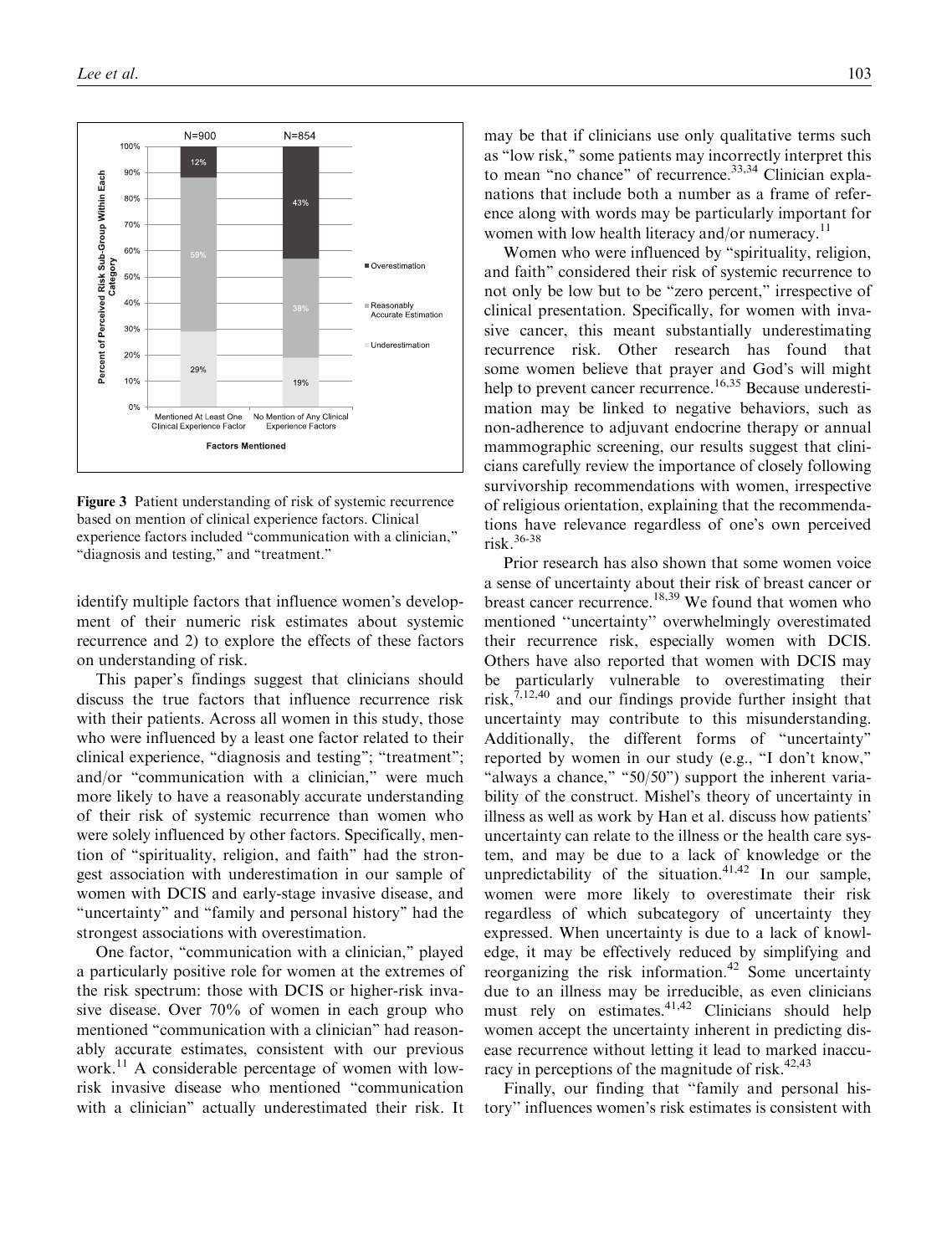**Figure 3** Patient understanding of risk of systemic recurrence based on mention of clinical experience factors. Clinical experience factors included "communication with a clinician," "diagnosis and testing," and "treatment."

identify multiple factors that influence women's development of their numeric risk estimates about systemic recurrence and 2) to explore the effects of these factors on understanding of risk.

This paper's findings suggest that clinicians should discuss the true factors that influence recurrence risk with their patients. Across all women in this study, those who were influenced by a least one factor related to their clinical experience, "diagnosis and testing"; "treatment"; and/or "communication with a clinician," were much more likely to have a reasonably accurate understanding of their risk of systemic recurrence than women who were solely influenced by other factors. Specifically, mention of "spirituality, religion, and faith" had the strongest association with underestimation in our sample of women with DCIS and early-stage invasive disease, and "uncertainty" and "family and personal history" had the strongest associations with overestimation.

One factor, "communication with a clinician," played a particularly positive role for women at the extremes of the risk spectrum: those with DCIS or higher-risk invasive disease. Over 70% of women in each group who mentioned "communication with a clinician" had reasonably accurate estimates, consistent with our previous work.[11] A considerable percentage of women with low-risk invasive disease who mentioned "communication with a clinician" actually underestimated their risk. It may be that if clinicians use only qualitative terms such as "low risk," some patients may incorrectly interpret this to mean "no chance" of recurrence.[33,34] Clinician explanations that include both a number as a frame of reference along with words may be particularly important for women with low health literacy and/or numeracy.[11]

Women who were influenced by "spirituality, religion, and faith" considered their risk of systemic recurrence to not only be low but to be "zero percent," irrespective of clinical presentation. Specifically, for women with invasive cancer, this meant substantially underestimating recurrence risk. Other research has found that some women believe that prayer and God's will might help to prevent cancer recurrence.[16,35] Because underestimation may be linked to negative behaviors, such as non-adherence to adjuvant endocrine therapy or annual mammographic screening, our results suggest that clinicians carefully review the importance of closely following survivorship recommendations with women, irrespective of religious orientation, explaining that the recommendations have relevance regardless of one's own perceived risk.[36-38]

Prior research has also shown that some women voice a sense of uncertainty about their risk of breast cancer or breast cancer recurrence.[18,39] We found that women who mentioned "uncertainty" overwhelmingly overestimated their recurrence risk, especially women with DCIS. Others have also reported that women with DCIS may be particularly vulnerable to overestimating their risk,[7,12,40] and our findings provide further insight that uncertainty may contribute to this misunderstanding. Additionally, the different forms of "uncertainty" reported by women in our study (e.g., "I don't know," "always a chance," "50/50") support the inherent variability of the construct. Mishel's theory of uncertainty in illness as well as work by Han et al. discuss how patients' uncertainty can relate to the illness or the health care system, and may be due to a lack of knowledge or the unpredictability of the situation.[41,42] In our sample, women were more likely to overestimate their risk regardless of which subcategory of uncertainty they expressed. When uncertainty is due to a lack of knowledge, it may be effectively reduced by simplifying and reorganizing the risk information.[42] Some uncertainty due to an illness may be irreducible, as even clinicians must rely on estimates.[41,42] Clinicians should help women accept the uncertainty inherent in predicting disease recurrence without letting it lead to marked inaccuracy in perceptions of the magnitude of risk.[42,43]

Finally, our finding that "family and personal history" influences women's risk estimates is consistent with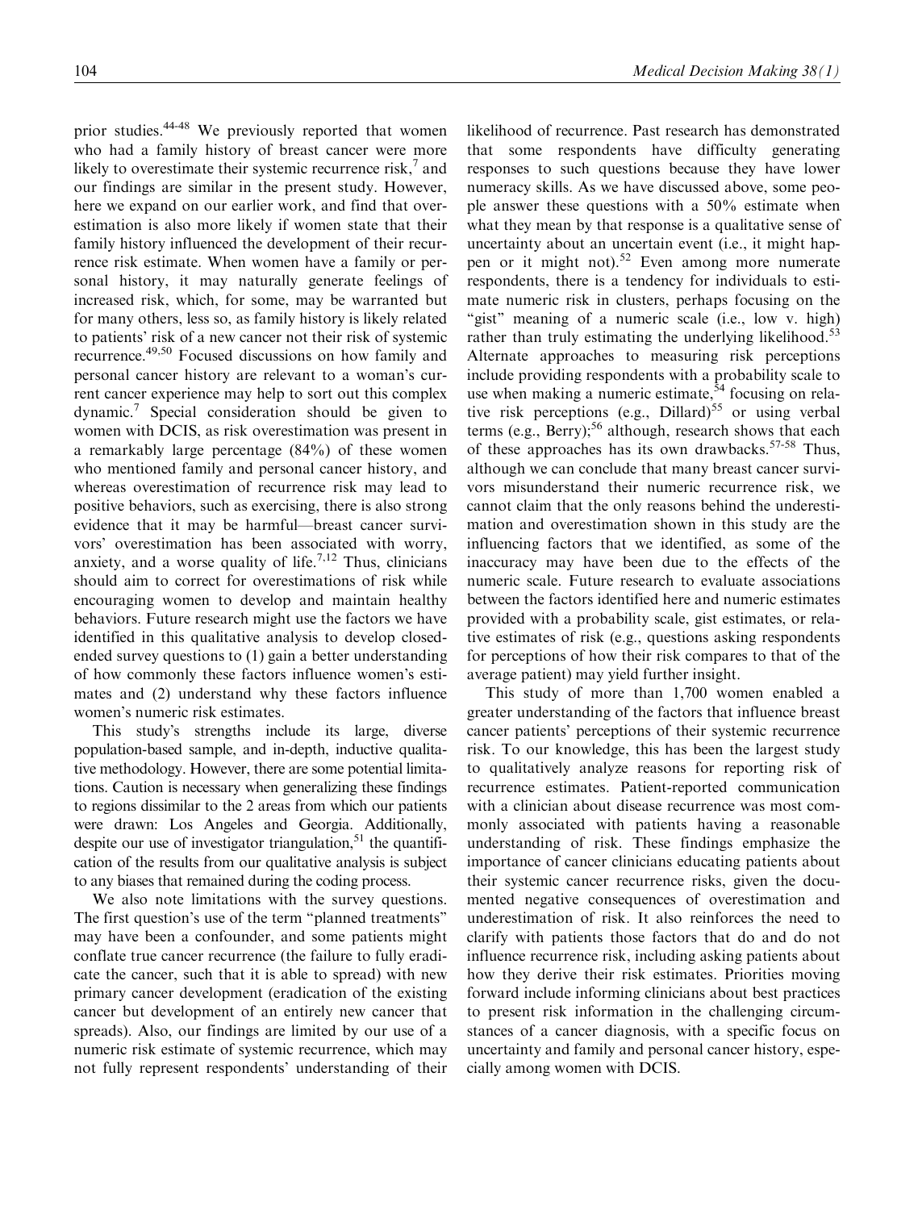prior studies.[44-48] We previously reported that women who had a family history of breast cancer were more likely to overestimate their systemic recurrence risk,[7] and our findings are similar in the present study. However, here we expand on our earlier work, and find that overestimation is also more likely if women state that their family history influenced the development of their recurrence risk estimate. When women have a family or personal history, it may naturally generate feelings of increased risk, which, for some, may be warranted but for many others, less so, as family history is likely related to patients' risk of a new cancer not their risk of systemic recurrence.[49,50] Focused discussions on how family and personal cancer history are relevant to a woman's current cancer experience may help to sort out this complex dynamic.[7] Special consideration should be given to women with DCIS, as risk overestimation was present in a remarkably large percentage (84%) of these women who mentioned family and personal cancer history, and whereas overestimation of recurrence risk may lead to positive behaviors, such as exercising, there is also strong evidence that it may be harmful—breast cancer survivors' overestimation has been associated with worry, anxiety, and a worse quality of life.[7,12] Thus, clinicians should aim to correct for overestimations of risk while encouraging women to develop and maintain healthy behaviors. Future research might use the factors we have identified in this qualitative analysis to develop closed-ended survey questions to (1) gain a better understanding of how commonly these factors influence women's estimates and (2) understand why these factors influence women's numeric risk estimates.

This study's strengths include its large, diverse population-based sample, and in-depth, inductive qualitative methodology. However, there are some potential limitations. Caution is necessary when generalizing these findings to regions dissimilar to the 2 areas from which our patients were drawn: Los Angeles and Georgia. Additionally, despite our use of investigator triangulation,[51] the quantification of the results from our qualitative analysis is subject to any biases that remained during the coding process.

We also note limitations with the survey questions. The first question's use of the term "planned treatments" may have been a confounder, and some patients might conflate true cancer recurrence (the failure to fully eradicate the cancer, such that it is able to spread) with new primary cancer development (eradication of the existing cancer but development of an entirely new cancer that spreads). Also, our findings are limited by our use of a numeric risk estimate of systemic recurrence, which may not fully represent respondents' understanding of their likelihood of recurrence. Past research has demonstrated that some respondents have difficulty generating responses to such questions because they have lower numeracy skills. As we have discussed above, some people answer these questions with a 50% estimate when what they mean by that response is a qualitative sense of uncertainty about an uncertain event (i.e., it might happen or it might not).[52] Even among more numerate respondents, there is a tendency for individuals to estimate numeric risk in clusters, perhaps focusing on the "gist" meaning of a numeric scale (i.e., low v. high) rather than truly estimating the underlying likelihood.[53] Alternate approaches to measuring risk perceptions include providing respondents with a probability scale to use when making a numeric estimate,[54] focusing on relative risk perceptions (e.g., Dillard)[55] or using verbal terms (e.g., Berry);[56] although, research shows that each of these approaches has its own drawbacks.[57-58] Thus, although we can conclude that many breast cancer survivors misunderstand their numeric recurrence risk, we cannot claim that the only reasons behind the underestimation and overestimation shown in this study are the influencing factors that we identified, as some of the inaccuracy may have been due to the effects of the numeric scale. Future research to evaluate associations between the factors identified here and numeric estimates provided with a probability scale, gist estimates, or relative estimates of risk (e.g., questions asking respondents for perceptions of how their risk compares to that of the average patient) may yield further insight.

This study of more than 1,700 women enabled a greater understanding of the factors that influence breast cancer patients' perceptions of their systemic recurrence risk. To our knowledge, this has been the largest study to qualitatively analyze reasons for reporting risk of recurrence estimates. Patient-reported communication with a clinician about disease recurrence was most commonly associated with patients having a reasonable understanding of risk. These findings emphasize the importance of cancer clinicians educating patients about their systemic cancer recurrence risks, given the documented negative consequences of overestimation and underestimation of risk. It also reinforces the need to clarify with patients those factors that do and do not influence recurrence risk, including asking patients about how they derive their risk estimates. Priorities moving forward include informing clinicians about best practices to present risk information in the challenging circumstances of a cancer diagnosis, with a specific focus on uncertainty and family and personal cancer history, especially among women with DCIS.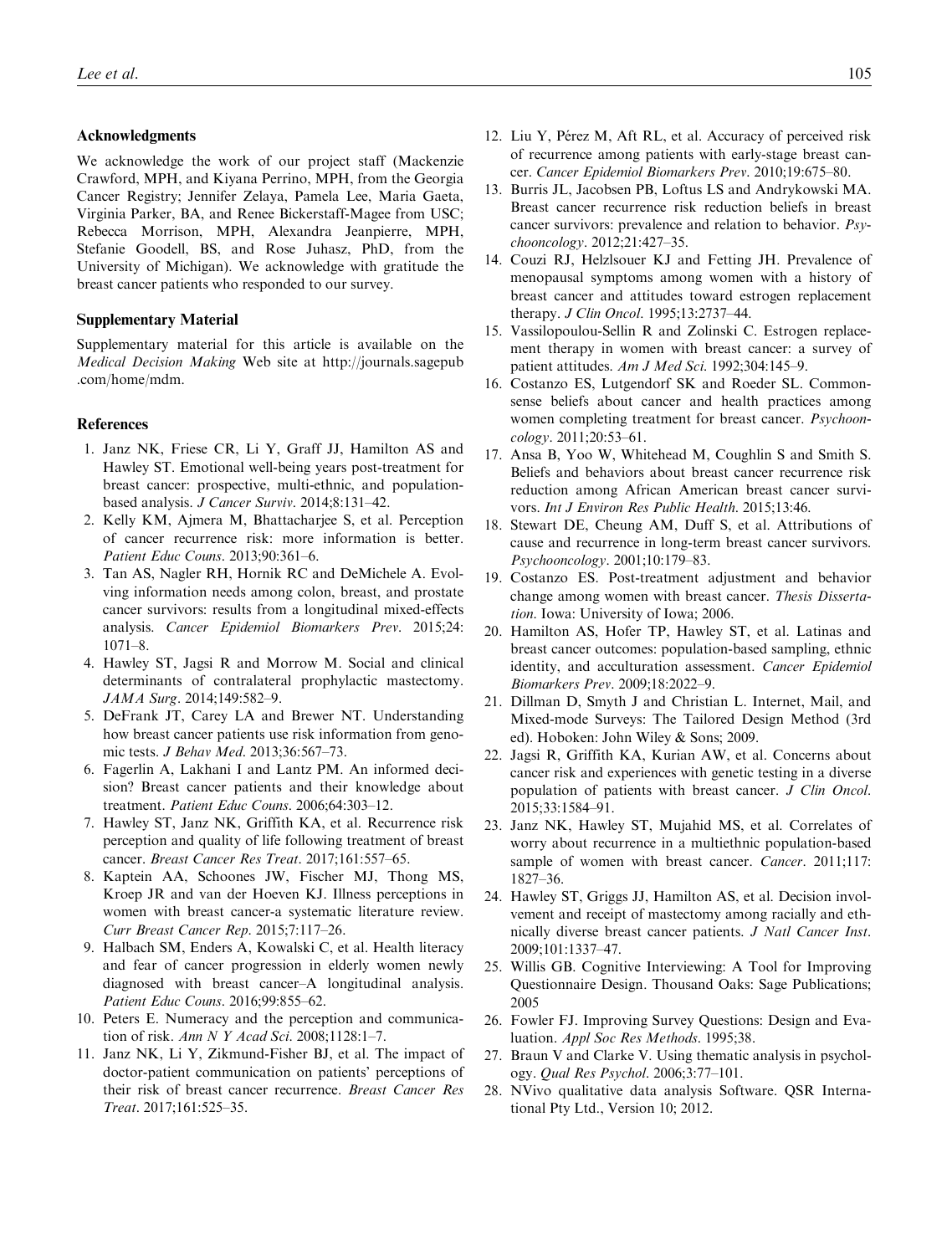## Acknowledgments

We acknowledge the work of our project staff (Mackenzie Crawford, MPH, and Kiyana Perrino, MPH, from the Georgia Cancer Registry; Jennifer Zelaya, Pamela Lee, Maria Gaeta, Virginia Parker, BA, and Renee Bickerstaff-Magee from USC; Rebecca Morrison, MPH, Alexandra Jeanpierre, MPH, Stefanie Goodell, BS, and Rose Juhasz, PhD, from the University of Michigan). We acknowledge with gratitude the breast cancer patients who responded to our survey.

## Supplementary Material

Supplementary material for this article is available on the *Medical Decision Making* Web site at http://journals.sagepub.com/home/mdm.

## References

1. Janz NK, Friese CR, Li Y, Graff JJ, Hamilton AS and Hawley ST. Emotional well-being years post-treatment for breast cancer: prospective, multi-ethnic, and population-based analysis. *J Cancer Surviv*. 2014;8:131–42.
2. Kelly KM, Ajmera M, Bhattacharjee S, et al. Perception of cancer recurrence risk: more information is better. *Patient Educ Couns*. 2013;90:361–6.
3. Tan AS, Nagler RH, Hornik RC and DeMichele A. Evolving information needs among colon, breast, and prostate cancer survivors: results from a longitudinal mixed-effects analysis. *Cancer Epidemiol Biomarkers Prev*. 2015;24:1071–8.
4. Hawley ST, Jagsi R and Morrow M. Social and clinical determinants of contralateral prophylactic mastectomy. *JAMA Surg*. 2014;149:582–9.
5. DeFrank JT, Carey LA and Brewer NT. Understanding how breast cancer patients use risk information from genomic tests. *J Behav Med*. 2013;36:567–73.
6. Fagerlin A, Lakhani I and Lantz PM. An informed decision? Breast cancer patients and their knowledge about treatment. *Patient Educ Couns*. 2006;64:303–12.
7. Hawley ST, Janz NK, Griffith KA, et al. Recurrence risk perception and quality of life following treatment of breast cancer. *Breast Cancer Res Treat*. 2017;161:557–65.
8. Kaptein AA, Schoones JW, Fischer MJ, Thong MS, Kroep JR and van der Hoeven KJ. Illness perceptions in women with breast cancer-a systematic literature review. *Curr Breast Cancer Rep*. 2015;7:117–26.
9. Halbach SM, Enders A, Kowalski C, et al. Health literacy and fear of cancer progression in elderly women newly diagnosed with breast cancer–A longitudinal analysis. *Patient Educ Couns*. 2016;99:855–62.
10. Peters E. Numeracy and the perception and communication of risk. *Ann N Y Acad Sci*. 2008;1128:1–7.
11. Janz NK, Li Y, Zikmund-Fisher BJ, et al. The impact of doctor-patient communication on patients' perceptions of their risk of breast cancer recurrence. *Breast Cancer Res Treat*. 2017;161:525–35.
12. Liu Y, Pérez M, Aft RL, et al. Accuracy of perceived risk of recurrence among patients with early-stage breast cancer. *Cancer Epidemiol Biomarkers Prev*. 2010;19:675–80.
13. Burris JL, Jacobsen PB, Loftus LS and Andrykowski MA. Breast cancer recurrence risk reduction beliefs in breast cancer survivors: prevalence and relation to behavior. *Psychooncology*. 2012;21:427–35.
14. Couzi RJ, Helzlsouer KJ and Fetting JH. Prevalence of menopausal symptoms among women with a history of breast cancer and attitudes toward estrogen replacement therapy. *J Clin Oncol*. 1995;13:2737–44.
15. Vassilopoulou-Sellin R and Zolinski C. Estrogen replacement therapy in women with breast cancer: a survey of patient attitudes. *Am J Med Sci*. 1992;304:145–9.
16. Costanzo ES, Lutgendorf SK and Roeder SL. Common-sense beliefs about cancer and health practices among women completing treatment for breast cancer. *Psychooncology*. 2011;20:53–61.
17. Ansa B, Yoo W, Whitehead M, Coughlin S and Smith S. Beliefs and behaviors about breast cancer recurrence risk reduction among African American breast cancer survivors. *Int J Environ Res Public Health*. 2015;13:46.
18. Stewart DE, Cheung AM, Duff S, et al. Attributions of cause and recurrence in long-term breast cancer survivors. *Psychooncology*. 2001;10:179–83.
19. Costanzo ES. Post-treatment adjustment and behavior change among women with breast cancer. *Thesis Dissertation*. Iowa: University of Iowa; 2006.
20. Hamilton AS, Hofer TP, Hawley ST, et al. Latinas and breast cancer outcomes: population-based sampling, ethnic identity, and acculturation assessment. *Cancer Epidemiol Biomarkers Prev*. 2009;18:2022–9.
21. Dillman D, Smyth J and Christian L. Internet, Mail, and Mixed-mode Surveys: The Tailored Design Method (3rd ed). Hoboken: John Wiley & Sons; 2009.
22. Jagsi R, Griffith KA, Kurian AW, et al. Concerns about cancer risk and experiences with genetic testing in a diverse population of patients with breast cancer. *J Clin Oncol*. 2015;33:1584–91.
23. Janz NK, Hawley ST, Mujahid MS, et al. Correlates of worry about recurrence in a multiethnic population-based sample of women with breast cancer. *Cancer*. 2011;117:1827–36.
24. Hawley ST, Griggs JJ, Hamilton AS, et al. Decision involvement and receipt of mastectomy among racially and ethnically diverse breast cancer patients. *J Natl Cancer Inst*. 2009;101:1337–47.
25. Willis GB. Cognitive Interviewing: A Tool for Improving Questionnaire Design. Thousand Oaks: Sage Publications; 2005
26. Fowler FJ. Improving Survey Questions: Design and Evaluation. *Appl Soc Res Methods*. 1995;38.
27. Braun V and Clarke V. Using thematic analysis in psychology. *Qual Res Psychol*. 2006;3:77–101.
28. NVivo qualitative data analysis Software. QSR International Pty Ltd., Version 10; 2012.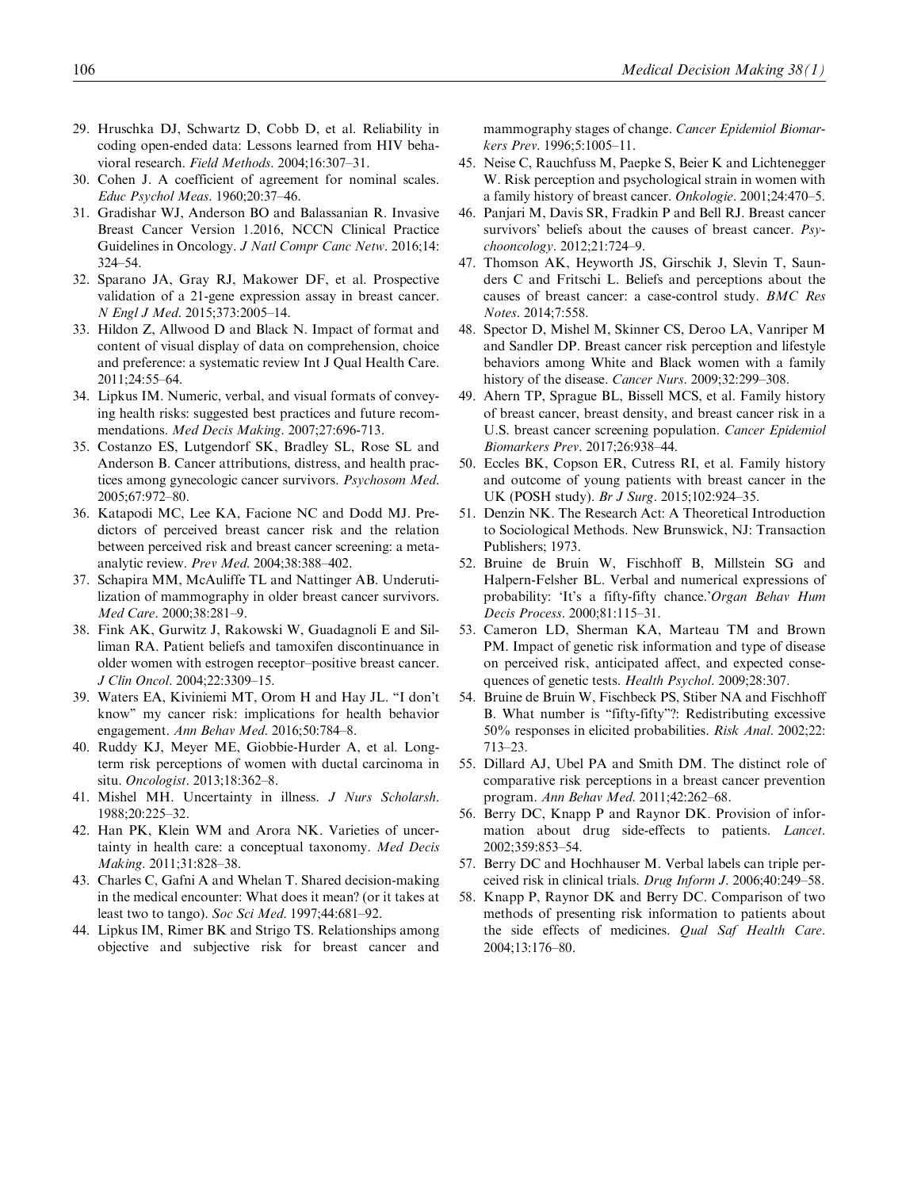29. Hruschka DJ, Schwartz D, Cobb D, et al. Reliability in coding open-ended data: Lessons learned from HIV behavioral research. *Field Methods*. 2004;16:307–31.
30. Cohen J. A coefficient of agreement for nominal scales. *Educ Psychol Meas*. 1960;20:37–46.
31. Gradishar WJ, Anderson BO and Balassanian R. Invasive Breast Cancer Version 1.2016, NCCN Clinical Practice Guidelines in Oncology. *J Natl Compr Canc Netw*. 2016;14: 324–54.
32. Sparano JA, Gray RJ, Makower DF, et al. Prospective validation of a 21-gene expression assay in breast cancer. *N Engl J Med*. 2015;373:2005–14.
33. Hildon Z, Allwood D and Black N. Impact of format and content of visual display of data on comprehension, choice and preference: a systematic review Int J Qual Health Care. 2011;24:55–64.
34. Lipkus IM. Numeric, verbal, and visual formats of conveying health risks: suggested best practices and future recommendations. *Med Decis Making*. 2007;27:696-713.
35. Costanzo ES, Lutgendorf SK, Bradley SL, Rose SL and Anderson B. Cancer attributions, distress, and health practices among gynecologic cancer survivors. *Psychosom Med*. 2005;67:972–80.
36. Katapodi MC, Lee KA, Facione NC and Dodd MJ. Predictors of perceived breast cancer risk and the relation between perceived risk and breast cancer screening: a meta-analytic review. *Prev Med*. 2004;38:388–402.
37. Schapira MM, McAuliffe TL and Nattinger AB. Underutilization of mammography in older breast cancer survivors. *Med Care*. 2000;38:281–9.
38. Fink AK, Gurwitz J, Rakowski W, Guadagnoli E and Silliman RA. Patient beliefs and tamoxifen discontinuance in older women with estrogen receptor–positive breast cancer. *J Clin Oncol*. 2004;22:3309–15.
39. Waters EA, Kiviniemi MT, Orom H and Hay JL. "I don't know" my cancer risk: implications for health behavior engagement. *Ann Behav Med*. 2016;50:784–8.
40. Ruddy KJ, Meyer ME, Giobbie-Hurder A, et al. Long-term risk perceptions of women with ductal carcinoma in situ. *Oncologist*. 2013;18:362–8.
41. Mishel MH. Uncertainty in illness. *J Nurs Scholarsh*. 1988;20:225–32.
42. Han PK, Klein WM and Arora NK. Varieties of uncertainty in health care: a conceptual taxonomy. *Med Decis Making*. 2011;31:828–38.
43. Charles C, Gafni A and Whelan T. Shared decision-making in the medical encounter: What does it mean? (or it takes at least two to tango). *Soc Sci Med*. 1997;44:681–92.
44. Lipkus IM, Rimer BK and Strigo TS. Relationships among objective and subjective risk for breast cancer and mammography stages of change. *Cancer Epidemiol Biomarkers Prev*. 1996;5:1005–11.
45. Neise C, Rauchfuss M, Paepke S, Beier K and Lichtenegger W. Risk perception and psychological strain in women with a family history of breast cancer. *Onkologie*. 2001;24:470–5.
46. Panjari M, Davis SR, Fradkin P and Bell RJ. Breast cancer survivors' beliefs about the causes of breast cancer. *Psychooncology*. 2012;21:724–9.
47. Thomson AK, Heyworth JS, Girschik J, Slevin T, Saunders C and Fritschi L. Beliefs and perceptions about the causes of breast cancer: a case-control study. *BMC Res Notes*. 2014;7:558.
48. Spector D, Mishel M, Skinner CS, Deroo LA, Vanriper M and Sandler DP. Breast cancer risk perception and lifestyle behaviors among White and Black women with a family history of the disease. *Cancer Nurs*. 2009;32:299–308.
49. Ahern TP, Sprague BL, Bissell MCS, et al. Family history of breast cancer, breast density, and breast cancer risk in a U.S. breast cancer screening population. *Cancer Epidemiol Biomarkers Prev*. 2017;26:938–44.
50. Eccles BK, Copson ER, Cutress RI, et al. Family history and outcome of young patients with breast cancer in the UK (POSH study). *Br J Surg*. 2015;102:924–35.
51. Denzin NK. The Research Act: A Theoretical Introduction to Sociological Methods. New Brunswick, NJ: Transaction Publishers; 1973.
52. Bruine de Bruin W, Fischhoff B, Millstein SG and Halpern-Felsher BL. Verbal and numerical expressions of probability: 'It's a fifty-fifty chance.'*Organ Behav Hum Decis Process*. 2000;81:115–31.
53. Cameron LD, Sherman KA, Marteau TM and Brown PM. Impact of genetic risk information and type of disease on perceived risk, anticipated affect, and expected consequences of genetic tests. *Health Psychol*. 2009;28:307.
54. Bruine de Bruin W, Fischbeck PS, Stiber NA and Fischhoff B. What number is "fifty-fifty"?: Redistributing excessive 50% responses in elicited probabilities. *Risk Anal*. 2002;22: 713–23.
55. Dillard AJ, Ubel PA and Smith DM. The distinct role of comparative risk perceptions in a breast cancer prevention program. *Ann Behav Med*. 2011;42:262–68.
56. Berry DC, Knapp P and Raynor DK. Provision of information about drug side-effects to patients. *Lancet*. 2002;359:853–54.
57. Berry DC and Hochhauser M. Verbal labels can triple perceived risk in clinical trials. *Drug Inform J*. 2006;40:249–58.
58. Knapp P, Raynor DK and Berry DC. Comparison of two methods of presenting risk information to patients about the side effects of medicines. *Qual Saf Health Care*. 2004;13:176–80.